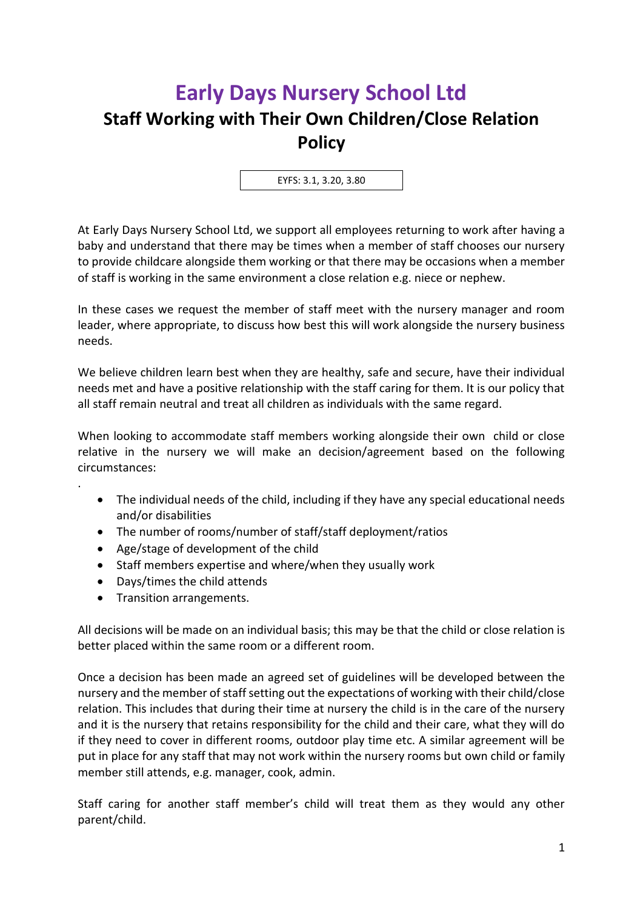# Early Days Nursery School Ltd

## Staff Working with Their Own Children/Close Relation Policy

EYFS: 3.1, 3.20, 3.80

At Early Days Nursery School Ltd, we support all employees returning to work after having a baby and understand that there may be times when a member of staff chooses our nursery to provide childcare alongside them working or that there may be occasions when a member of staff is working in the same environment a close relation e.g. niece or nephew.

In these cases we request the member of staff meet with the nursery manager and room leader, where appropriate, to discuss how best this will work alongside the nursery business needs.

We believe children learn best when they are healthy, safe and secure, have their individual needs met and have a positive relationship with the staff caring for them. It is our policy that all staff remain neutral and treat all children as individuals with the same regard.

When looking to accommodate staff members working alongside their own child or close relative in the nursery we will make an decision/agreement based on the following circumstances:

.

- The individual needs of the child, including if they have any special educational needs and/or disabilities
- The number of rooms/number of staff/staff deployment/ratios
- Age/stage of development of the child
- Staff members expertise and where/when they usually work
- Days/times the child attends
- Transition arrangements.

All decisions will be made on an individual basis; this may be that the child or close relation is better placed within the same room or a different room.

Once a decision has been made an agreed set of guidelines will be developed between the nursery and the member of staff setting out the expectations of working with their child/close relation. This includes that during their time at nursery the child is in the care of the nursery and it is the nursery that retains responsibility for the child and their care, what they will do if they need to cover in different rooms, outdoor play time etc. A similar agreement will be put in place for any staff that may not work within the nursery rooms but own child or family member still attends, e.g. manager, cook, admin.

Staff caring for another staff member's child will treat them as they would any other parent/child.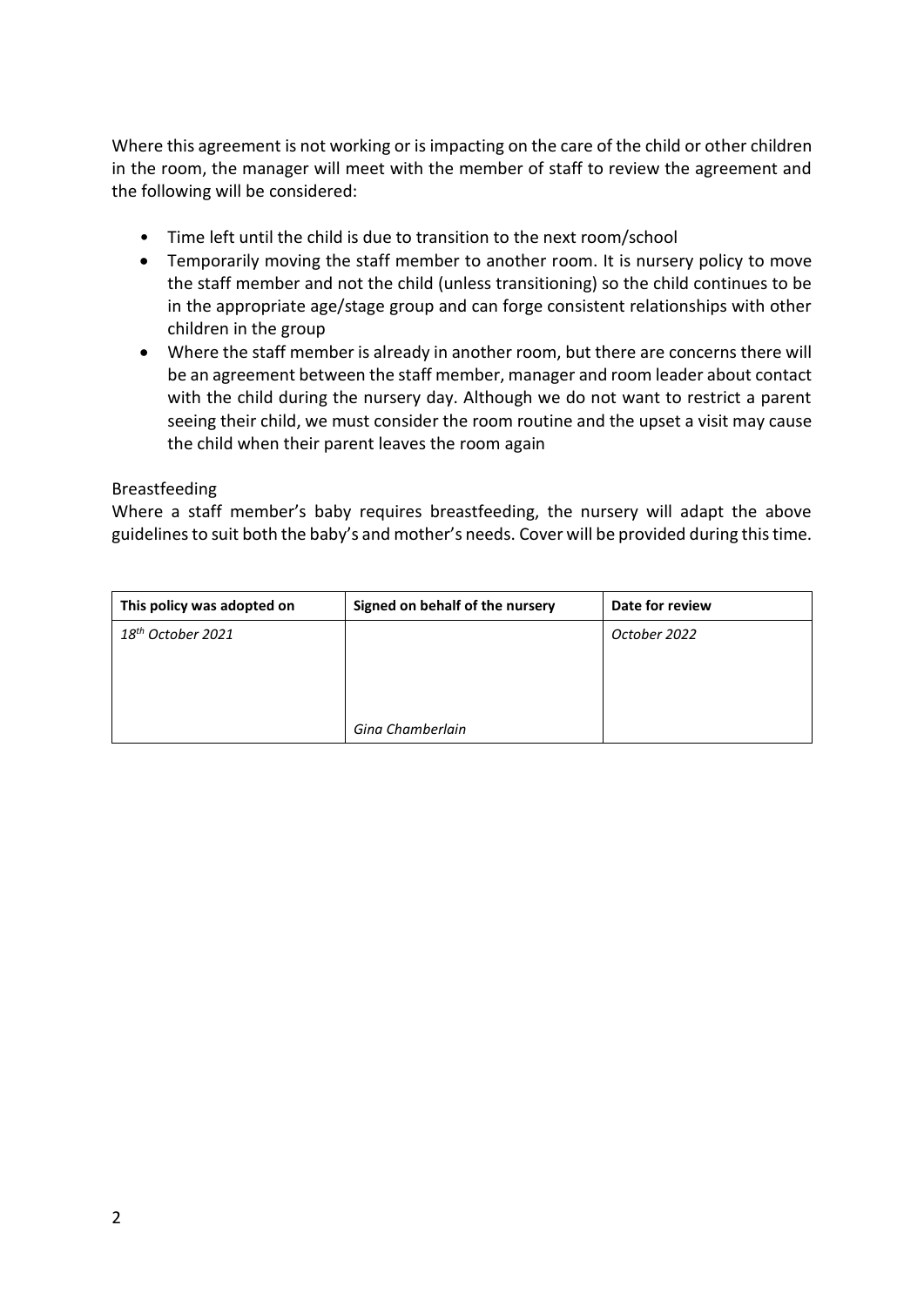Where this agreement is not working or is impacting on the care of the child or other children in the room, the manager will meet with the member of staff to review the agreement and the following will be considered:

- Time left until the child is due to transition to the next room/school
- Temporarily moving the staff member to another room. It is nursery policy to move the staff member and not the child (unless transitioning) so the child continues to be in the appropriate age/stage group and can forge consistent relationships with other children in the group
- Where the staff member is already in another room, but there are concerns there will be an agreement between the staff member, manager and room leader about contact with the child during the nursery day. Although we do not want to restrict a parent seeing their child, we must consider the room routine and the upset a visit may cause the child when their parent leaves the room again

Breastfeeding

Where a staff member's baby requires breastfeeding, the nursery will adapt the above guidelines to suit both the baby's and mother's needs. Cover will be provided during this time.

| This policy was adopted on | Signed on behalf of the nursery | Date for review |
|---|---|---|
| *18th October 2021* | *Gina Chamberlain* | *October 2022* |